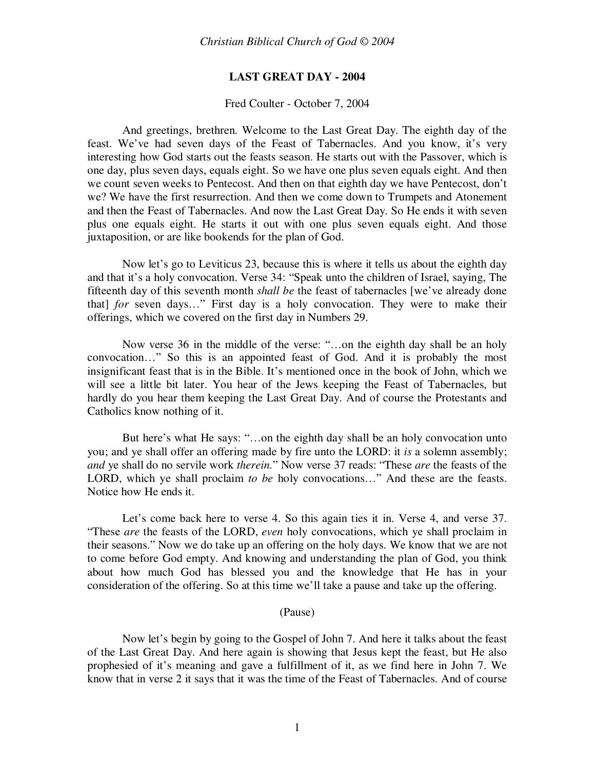# LAST GREAT DAY - 2004

Fred Coulter - October 7, 2004

And greetings, brethren. Welcome to the Last Great Day. The eighth day of the feast. We've had seven days of the Feast of Tabernacles. And you know, it's very interesting how God starts out the feasts season. He starts out with the Passover, which is one day, plus seven days, equals eight. So we have one plus seven equals eight. And then we count seven weeks to Pentecost. And then on that eighth day we have Pentecost, don't we? We have the first resurrection. And then we come down to Trumpets and Atonement and then the Feast of Tabernacles. And now the Last Great Day. So He ends it with seven plus one equals eight. He starts it out with one plus seven equals eight. And those juxtaposition, or are like bookends for the plan of God.

Now let's go to Leviticus 23, because this is where it tells us about the eighth day and that it's a holy convocation. Verse 34: "Speak unto the children of Israel, saying, The fifteenth day of this seventh month *shall be* the feast of tabernacles [we've already done that] *for* seven days…" First day is a holy convocation. They were to make their offerings, which we covered on the first day in Numbers 29.

Now verse 36 in the middle of the verse: "…on the eighth day shall be an holy convocation…" So this is an appointed feast of God. And it is probably the most insignificant feast that is in the Bible. It's mentioned once in the book of John, which we will see a little bit later. You hear of the Jews keeping the Feast of Tabernacles, but hardly do you hear them keeping the Last Great Day. And of course the Protestants and Catholics know nothing of it.

But here's what He says: "…on the eighth day shall be an holy convocation unto you; and ye shall offer an offering made by fire unto the LORD: it *is* a solemn assembly; *and* ye shall do no servile work *therein.*" Now verse 37 reads: "These *are* the feasts of the LORD, which ye shall proclaim *to be* holy convocations…" And these are the feasts. Notice how He ends it.

Let's come back here to verse 4. So this again ties it in. Verse 4, and verse 37. "These *are* the feasts of the LORD, *even* holy convocations, which ye shall proclaim in their seasons." Now we do take up an offering on the holy days. We know that we are not to come before God empty. And knowing and understanding the plan of God, you think about how much God has blessed you and the knowledge that He has in your consideration of the offering. So at this time we'll take a pause and take up the offering.

(Pause)

Now let's begin by going to the Gospel of John 7. And here it talks about the feast of the Last Great Day. And here again is showing that Jesus kept the feast, but He also prophesied of it's meaning and gave a fulfillment of it, as we find here in John 7. We know that in verse 2 it says that it was the time of the Feast of Tabernacles. And of course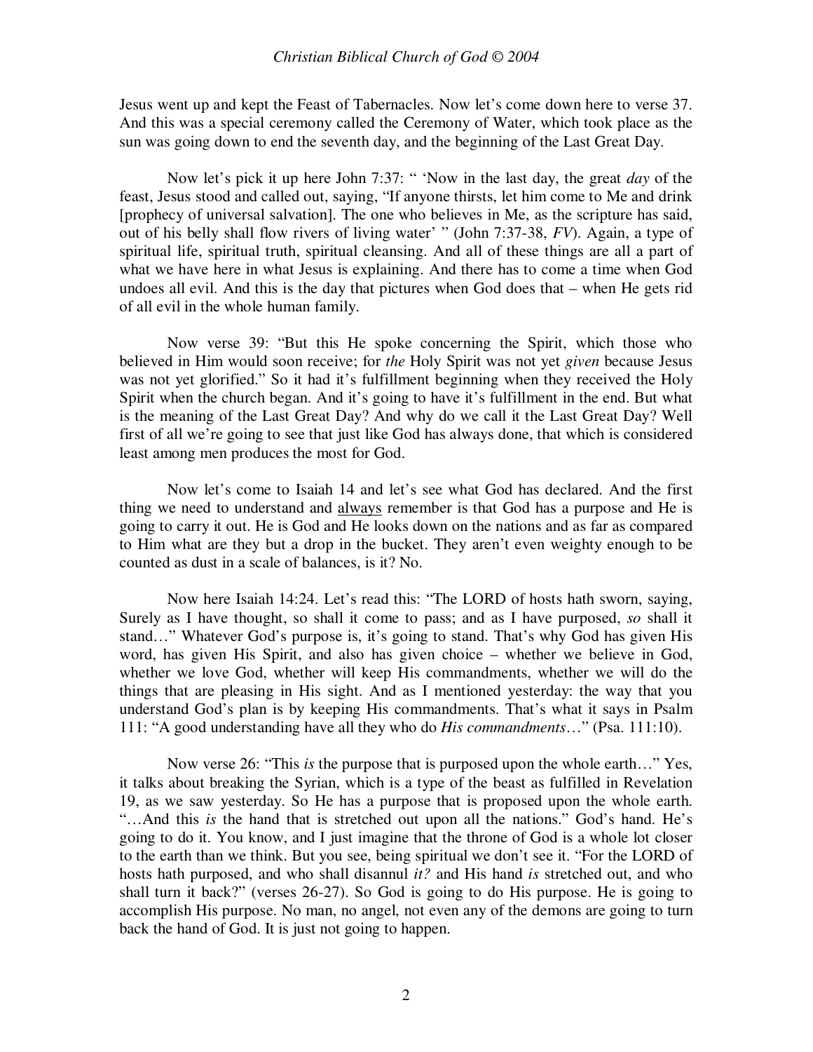Jesus went up and kept the Feast of Tabernacles. Now let's come down here to verse 37. And this was a special ceremony called the Ceremony of Water, which took place as the sun was going down to end the seventh day, and the beginning of the Last Great Day.

Now let's pick it up here John 7:37: " 'Now in the last day, the great *day* of the feast, Jesus stood and called out, saying, "If anyone thirsts, let him come to Me and drink [prophecy of universal salvation]. The one who believes in Me, as the scripture has said, out of his belly shall flow rivers of living water' " (John 7:37-38, *FV*). Again, a type of spiritual life, spiritual truth, spiritual cleansing. And all of these things are all a part of what we have here in what Jesus is explaining. And there has to come a time when God undoes all evil. And this is the day that pictures when God does that – when He gets rid of all evil in the whole human family.

Now verse 39: "But this He spoke concerning the Spirit, which those who believed in Him would soon receive; for *the* Holy Spirit was not yet *given* because Jesus was not yet glorified." So it had it's fulfillment beginning when they received the Holy Spirit when the church began. And it's going to have it's fulfillment in the end. But what is the meaning of the Last Great Day? And why do we call it the Last Great Day? Well first of all we're going to see that just like God has always done, that which is considered least among men produces the most for God.

Now let's come to Isaiah 14 and let's see what God has declared. And the first thing we need to understand and <u>always</u> remember is that God has a purpose and He is going to carry it out. He is God and He looks down on the nations and as far as compared to Him what are they but a drop in the bucket. They aren't even weighty enough to be counted as dust in a scale of balances, is it? No.

Now here Isaiah 14:24. Let's read this: "The LORD of hosts hath sworn, saying, Surely as I have thought, so shall it come to pass; and as I have purposed, *so* shall it stand…" Whatever God's purpose is, it's going to stand. That's why God has given His word, has given His Spirit, and also has given choice – whether we believe in God, whether we love God, whether will keep His commandments, whether we will do the things that are pleasing in His sight. And as I mentioned yesterday: the way that you understand God's plan is by keeping His commandments. That's what it says in Psalm 111: "A good understanding have all they who do *His commandments*…" (Psa. 111:10).

Now verse 26: "This *is* the purpose that is purposed upon the whole earth…" Yes, it talks about breaking the Syrian, which is a type of the beast as fulfilled in Revelation 19, as we saw yesterday. So He has a purpose that is proposed upon the whole earth. "…And this *is* the hand that is stretched out upon all the nations." God's hand. He's going to do it. You know, and I just imagine that the throne of God is a whole lot closer to the earth than we think. But you see, being spiritual we don't see it. "For the LORD of hosts hath purposed, and who shall disannul *it?* and His hand *is* stretched out, and who shall turn it back?" (verses 26-27). So God is going to do His purpose. He is going to accomplish His purpose. No man, no angel, not even any of the demons are going to turn back the hand of God. It is just not going to happen.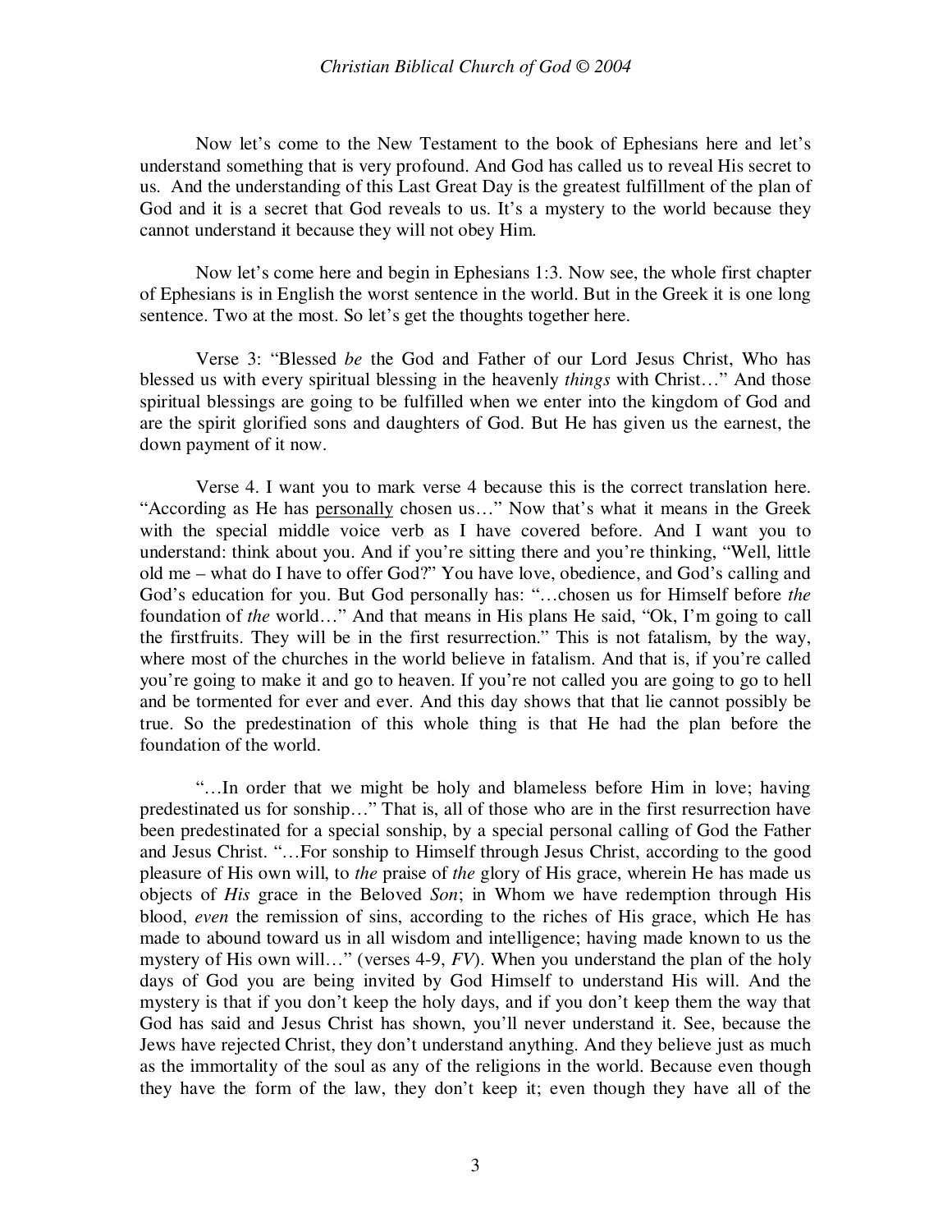Now let's come to the New Testament to the book of Ephesians here and let's understand something that is very profound. And God has called us to reveal His secret to us. And the understanding of this Last Great Day is the greatest fulfillment of the plan of God and it is a secret that God reveals to us. It's a mystery to the world because they cannot understand it because they will not obey Him.

Now let's come here and begin in Ephesians 1:3. Now see, the whole first chapter of Ephesians is in English the worst sentence in the world. But in the Greek it is one long sentence. Two at the most. So let's get the thoughts together here.

Verse 3: "Blessed *be* the God and Father of our Lord Jesus Christ, Who has blessed us with every spiritual blessing in the heavenly *things* with Christ…" And those spiritual blessings are going to be fulfilled when we enter into the kingdom of God and are the spirit glorified sons and daughters of God. But He has given us the earnest, the down payment of it now.

Verse 4. I want you to mark verse 4 because this is the correct translation here. "According as He has <u>personally</u> chosen us…" Now that's what it means in the Greek with the special middle voice verb as I have covered before. And I want you to understand: think about you. And if you're sitting there and you're thinking, "Well, little old me – what do I have to offer God?" You have love, obedience, and God's calling and God's education for you. But God personally has: "…chosen us for Himself before *the* foundation of *the* world…" And that means in His plans He said, "Ok, I'm going to call the firstfruits. They will be in the first resurrection." This is not fatalism, by the way, where most of the churches in the world believe in fatalism. And that is, if you're called you're going to make it and go to heaven. If you're not called you are going to go to hell and be tormented for ever and ever. And this day shows that that lie cannot possibly be true. So the predestination of this whole thing is that He had the plan before the foundation of the world.

"…In order that we might be holy and blameless before Him in love; having predestinated us for sonship…" That is, all of those who are in the first resurrection have been predestinated for a special sonship, by a special personal calling of God the Father and Jesus Christ. "…For sonship to Himself through Jesus Christ, according to the good pleasure of His own will, to *the* praise of *the* glory of His grace, wherein He has made us objects of *His* grace in the Beloved *Son*; in Whom we have redemption through His blood, *even* the remission of sins, according to the riches of His grace, which He has made to abound toward us in all wisdom and intelligence; having made known to us the mystery of His own will…" (verses 4-9, *FV*). When you understand the plan of the holy days of God you are being invited by God Himself to understand His will. And the mystery is that if you don't keep the holy days, and if you don't keep them the way that God has said and Jesus Christ has shown, you'll never understand it. See, because the Jews have rejected Christ, they don't understand anything. And they believe just as much as the immortality of the soul as any of the religions in the world. Because even though they have the form of the law, they don't keep it; even though they have all of the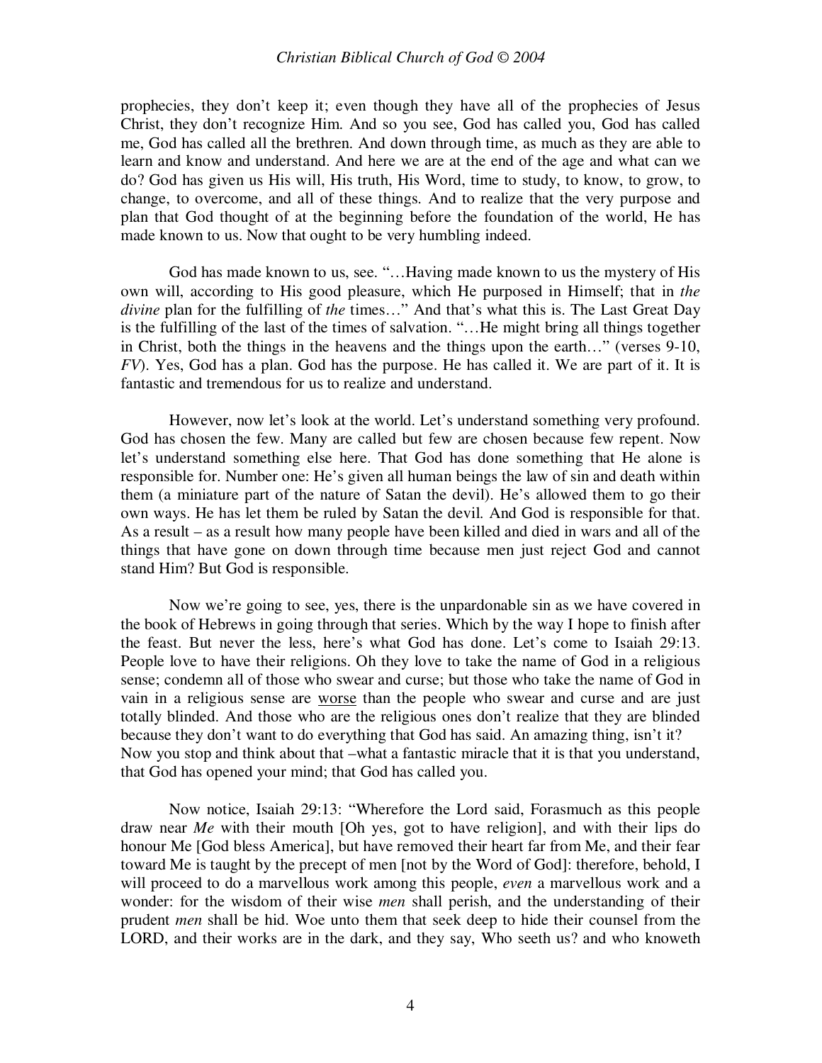prophecies, they don't keep it; even though they have all of the prophecies of Jesus Christ, they don't recognize Him. And so you see, God has called you, God has called me, God has called all the brethren. And down through time, as much as they are able to learn and know and understand. And here we are at the end of the age and what can we do? God has given us His will, His truth, His Word, time to study, to know, to grow, to change, to overcome, and all of these things. And to realize that the very purpose and plan that God thought of at the beginning before the foundation of the world, He has made known to us. Now that ought to be very humbling indeed.

God has made known to us, see. "…Having made known to us the mystery of His own will, according to His good pleasure, which He purposed in Himself; that in *the divine* plan for the fulfilling of *the* times…" And that's what this is. The Last Great Day is the fulfilling of the last of the times of salvation. "…He might bring all things together in Christ, both the things in the heavens and the things upon the earth…" (verses 9-10, *FV*). Yes, God has a plan. God has the purpose. He has called it. We are part of it. It is fantastic and tremendous for us to realize and understand.

However, now let's look at the world. Let's understand something very profound. God has chosen the few. Many are called but few are chosen because few repent. Now let's understand something else here. That God has done something that He alone is responsible for. Number one: He's given all human beings the law of sin and death within them (a miniature part of the nature of Satan the devil). He's allowed them to go their own ways. He has let them be ruled by Satan the devil. And God is responsible for that. As a result – as a result how many people have been killed and died in wars and all of the things that have gone on down through time because men just reject God and cannot stand Him? But God is responsible.

Now we're going to see, yes, there is the unpardonable sin as we have covered in the book of Hebrews in going through that series. Which by the way I hope to finish after the feast. But never the less, here's what God has done. Let's come to Isaiah 29:13. People love to have their religions. Oh they love to take the name of God in a religious sense; condemn all of those who swear and curse; but those who take the name of God in vain in a religious sense are <u>worse</u> than the people who swear and curse and are just totally blinded. And those who are the religious ones don't realize that they are blinded because they don't want to do everything that God has said. An amazing thing, isn't it? Now you stop and think about that –what a fantastic miracle that it is that you understand, that God has opened your mind; that God has called you.

Now notice, Isaiah 29:13: "Wherefore the Lord said, Forasmuch as this people draw near *Me* with their mouth [Oh yes, got to have religion], and with their lips do honour Me [God bless America], but have removed their heart far from Me, and their fear toward Me is taught by the precept of men [not by the Word of God]: therefore, behold, I will proceed to do a marvellous work among this people, *even* a marvellous work and a wonder: for the wisdom of their wise *men* shall perish, and the understanding of their prudent *men* shall be hid. Woe unto them that seek deep to hide their counsel from the LORD, and their works are in the dark, and they say, Who seeth us? and who knoweth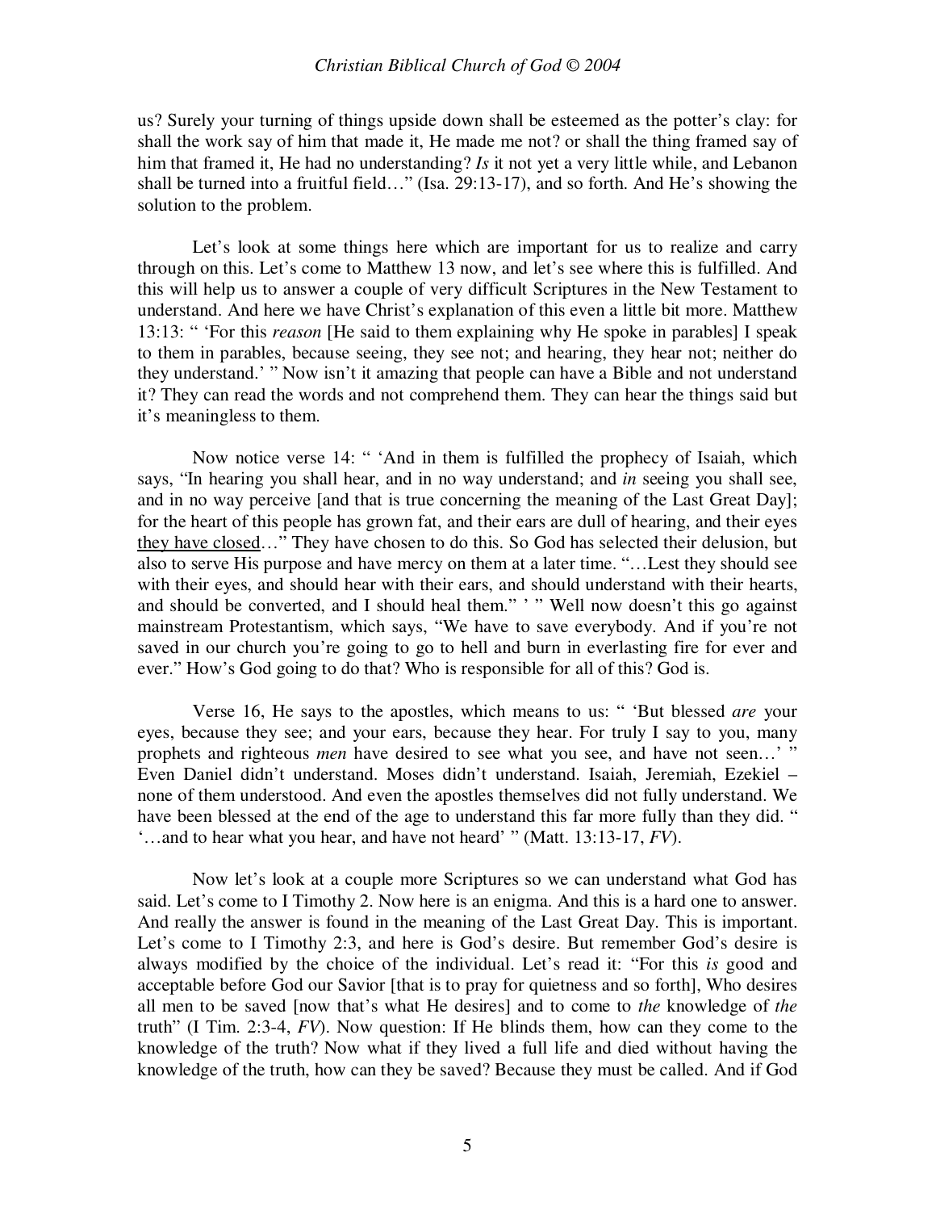us? Surely your turning of things upside down shall be esteemed as the potter's clay: for shall the work say of him that made it, He made me not? or shall the thing framed say of him that framed it, He had no understanding? *Is* it not yet a very little while, and Lebanon shall be turned into a fruitful field…" (Isa. 29:13-17), and so forth. And He's showing the solution to the problem.

Let's look at some things here which are important for us to realize and carry through on this. Let's come to Matthew 13 now, and let's see where this is fulfilled. And this will help us to answer a couple of very difficult Scriptures in the New Testament to understand. And here we have Christ's explanation of this even a little bit more. Matthew 13:13: " 'For this *reason* [He said to them explaining why He spoke in parables] I speak to them in parables, because seeing, they see not; and hearing, they hear not; neither do they understand.' " Now isn't it amazing that people can have a Bible and not understand it? They can read the words and not comprehend them. They can hear the things said but it's meaningless to them.

Now notice verse 14: " 'And in them is fulfilled the prophecy of Isaiah, which says, "In hearing you shall hear, and in no way understand; and *in* seeing you shall see, and in no way perceive [and that is true concerning the meaning of the Last Great Day]; for the heart of this people has grown fat, and their ears are dull of hearing, and their eyes <u>they have closed</u>…" They have chosen to do this. So God has selected their delusion, but also to serve His purpose and have mercy on them at a later time. "…Lest they should see with their eyes, and should hear with their ears, and should understand with their hearts, and should be converted, and I should heal them." ' " Well now doesn't this go against mainstream Protestantism, which says, "We have to save everybody. And if you're not saved in our church you're going to go to hell and burn in everlasting fire for ever and ever." How's God going to do that? Who is responsible for all of this? God is.

Verse 16, He says to the apostles, which means to us: " 'But blessed *are* your eyes, because they see; and your ears, because they hear. For truly I say to you, many prophets and righteous *men* have desired to see what you see, and have not seen…' " Even Daniel didn't understand. Moses didn't understand. Isaiah, Jeremiah, Ezekiel – none of them understood. And even the apostles themselves did not fully understand. We have been blessed at the end of the age to understand this far more fully than they did. " '…and to hear what you hear, and have not heard' " (Matt. 13:13-17, *FV*).

Now let's look at a couple more Scriptures so we can understand what God has said. Let's come to I Timothy 2. Now here is an enigma. And this is a hard one to answer. And really the answer is found in the meaning of the Last Great Day. This is important. Let's come to I Timothy 2:3, and here is God's desire. But remember God's desire is always modified by the choice of the individual. Let's read it: "For this *is* good and acceptable before God our Savior [that is to pray for quietness and so forth], Who desires all men to be saved [now that's what He desires] and to come to *the* knowledge of *the* truth" (I Tim. 2:3-4, *FV*). Now question: If He blinds them, how can they come to the knowledge of the truth? Now what if they lived a full life and died without having the knowledge of the truth, how can they be saved? Because they must be called. And if God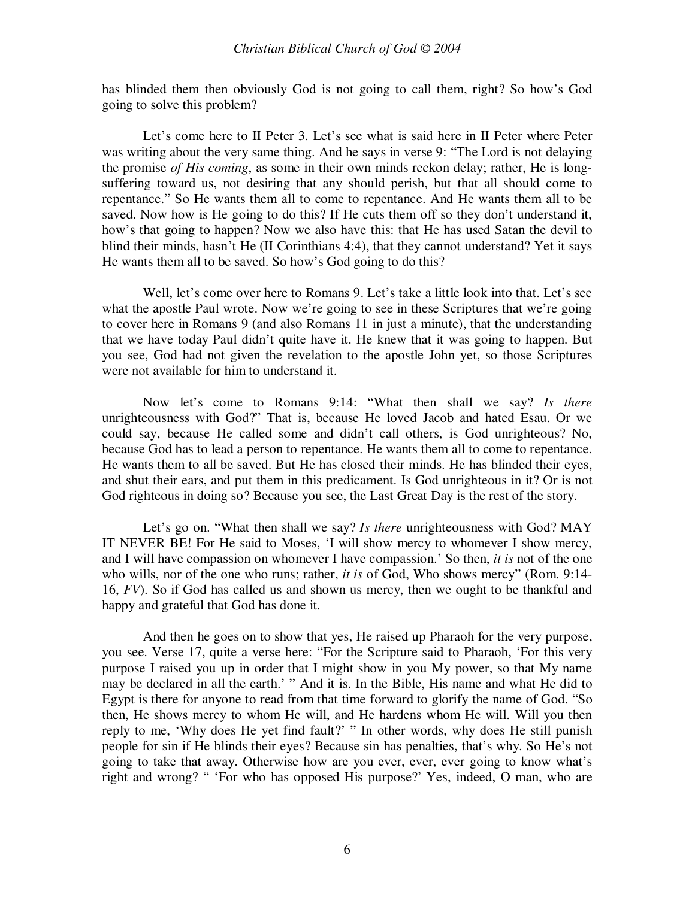has blinded them then obviously God is not going to call them, right? So how's God going to solve this problem?

Let's come here to II Peter 3. Let's see what is said here in II Peter where Peter was writing about the very same thing. And he says in verse 9: "The Lord is not delaying the promise *of His coming*, as some in their own minds reckon delay; rather, He is long-suffering toward us, not desiring that any should perish, but that all should come to repentance." So He wants them all to come to repentance. And He wants them all to be saved. Now how is He going to do this? If He cuts them off so they don't understand it, how's that going to happen? Now we also have this: that He has used Satan the devil to blind their minds, hasn't He (II Corinthians 4:4), that they cannot understand? Yet it says He wants them all to be saved. So how's God going to do this?

Well, let's come over here to Romans 9. Let's take a little look into that. Let's see what the apostle Paul wrote. Now we're going to see in these Scriptures that we're going to cover here in Romans 9 (and also Romans 11 in just a minute), that the understanding that we have today Paul didn't quite have it. He knew that it was going to happen. But you see, God had not given the revelation to the apostle John yet, so those Scriptures were not available for him to understand it.

Now let's come to Romans 9:14: "What then shall we say? *Is there* unrighteousness with God?" That is, because He loved Jacob and hated Esau. Or we could say, because He called some and didn't call others, is God unrighteous? No, because God has to lead a person to repentance. He wants them all to come to repentance. He wants them to all be saved. But He has closed their minds. He has blinded their eyes, and shut their ears, and put them in this predicament. Is God unrighteous in it? Or is not God righteous in doing so? Because you see, the Last Great Day is the rest of the story.

Let's go on. "What then shall we say? *Is there* unrighteousness with God? MAY IT NEVER BE! For He said to Moses, 'I will show mercy to whomever I show mercy, and I will have compassion on whomever I have compassion.' So then, *it is* not of the one who wills, nor of the one who runs; rather, *it is* of God, Who shows mercy" (Rom. 9:14-16, *FV*). So if God has called us and shown us mercy, then we ought to be thankful and happy and grateful that God has done it.

And then he goes on to show that yes, He raised up Pharaoh for the very purpose, you see. Verse 17, quite a verse here: "For the Scripture said to Pharaoh, 'For this very purpose I raised you up in order that I might show in you My power, so that My name may be declared in all the earth.' " And it is. In the Bible, His name and what He did to Egypt is there for anyone to read from that time forward to glorify the name of God. "So then, He shows mercy to whom He will, and He hardens whom He will. Will you then reply to me, 'Why does He yet find fault?' " In other words, why does He still punish people for sin if He blinds their eyes? Because sin has penalties, that's why. So He's not going to take that away. Otherwise how are you ever, ever, ever going to know what's right and wrong? " 'For who has opposed His purpose?' Yes, indeed, O man, who are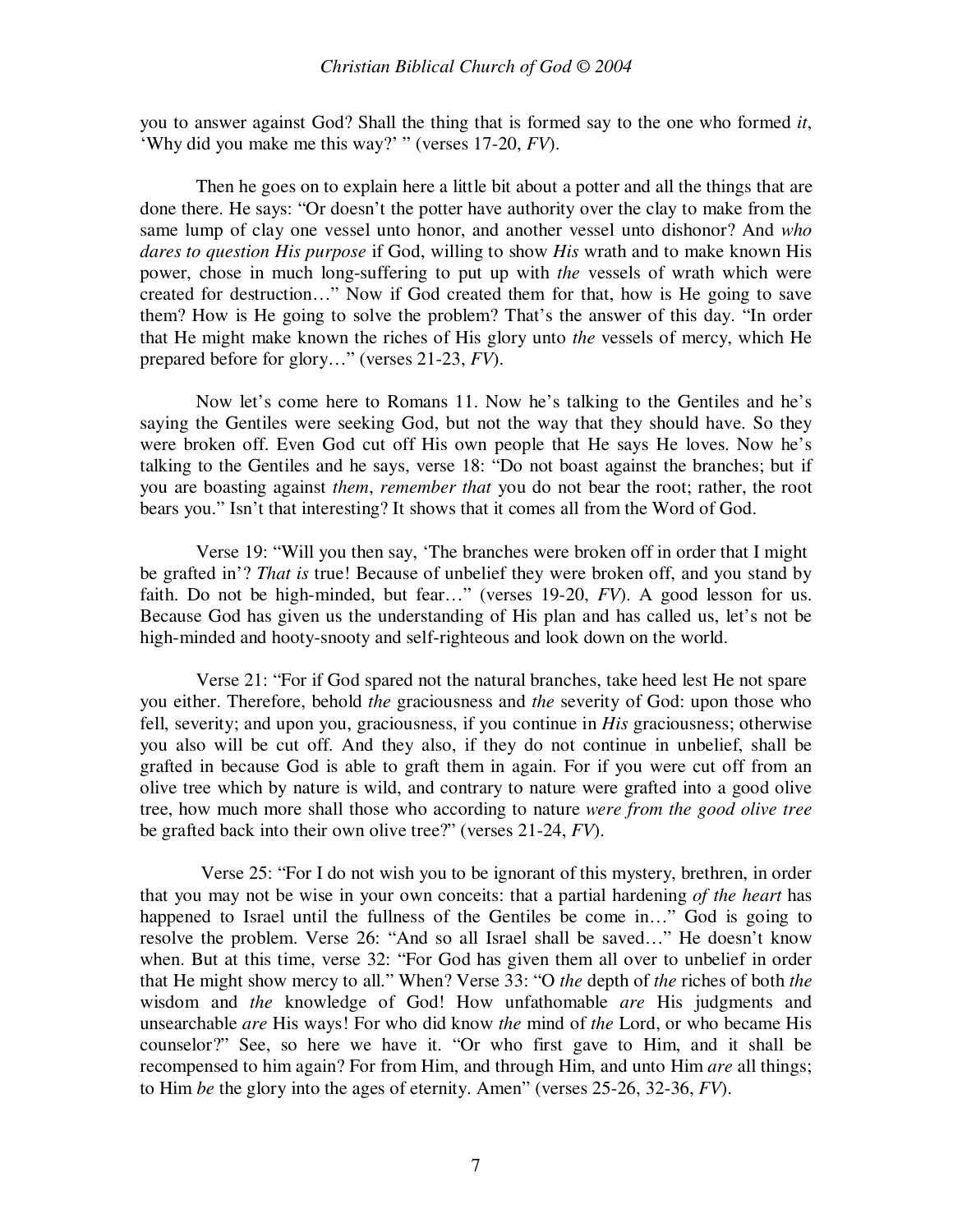you to answer against God? Shall the thing that is formed say to the one who formed *it*, 'Why did you make me this way?' " (verses 17-20, *FV*).

Then he goes on to explain here a little bit about a potter and all the things that are done there. He says: "Or doesn't the potter have authority over the clay to make from the same lump of clay one vessel unto honor, and another vessel unto dishonor? And *who dares to question His purpose* if God, willing to show *His* wrath and to make known His power, chose in much long-suffering to put up with *the* vessels of wrath which were created for destruction…" Now if God created them for that, how is He going to save them? How is He going to solve the problem? That's the answer of this day. "In order that He might make known the riches of His glory unto *the* vessels of mercy, which He prepared before for glory…" (verses 21-23, *FV*).

Now let's come here to Romans 11. Now he's talking to the Gentiles and he's saying the Gentiles were seeking God, but not the way that they should have. So they were broken off. Even God cut off His own people that He says He loves. Now he's talking to the Gentiles and he says, verse 18: "Do not boast against the branches; but if you are boasting against *them*, *remember that* you do not bear the root; rather, the root bears you." Isn't that interesting? It shows that it comes all from the Word of God.

Verse 19: "Will you then say, 'The branches were broken off in order that I might be grafted in'? *That is* true! Because of unbelief they were broken off, and you stand by faith. Do not be high-minded, but fear…" (verses 19-20, *FV*). A good lesson for us. Because God has given us the understanding of His plan and has called us, let's not be high-minded and hooty-snooty and self-righteous and look down on the world.

Verse 21: "For if God spared not the natural branches, take heed lest He not spare you either. Therefore, behold *the* graciousness and *the* severity of God: upon those who fell, severity; and upon you, graciousness, if you continue in *His* graciousness; otherwise you also will be cut off. And they also, if they do not continue in unbelief, shall be grafted in because God is able to graft them in again. For if you were cut off from an olive tree which by nature is wild, and contrary to nature were grafted into a good olive tree, how much more shall those who according to nature *were from the good olive tree* be grafted back into their own olive tree?" (verses 21-24, *FV*).

Verse 25: "For I do not wish you to be ignorant of this mystery, brethren, in order that you may not be wise in your own conceits: that a partial hardening *of the heart* has happened to Israel until the fullness of the Gentiles be come in…" God is going to resolve the problem. Verse 26: "And so all Israel shall be saved…" He doesn't know when. But at this time, verse 32: "For God has given them all over to unbelief in order that He might show mercy to all." When? Verse 33: "O *the* depth of *the* riches of both *the* wisdom and *the* knowledge of God! How unfathomable *are* His judgments and unsearchable *are* His ways! For who did know *the* mind of *the* Lord, or who became His counselor?" See, so here we have it. "Or who first gave to Him, and it shall be recompensed to him again? For from Him, and through Him, and unto Him *are* all things; to Him *be* the glory into the ages of eternity. Amen" (verses 25-26, 32-36, *FV*).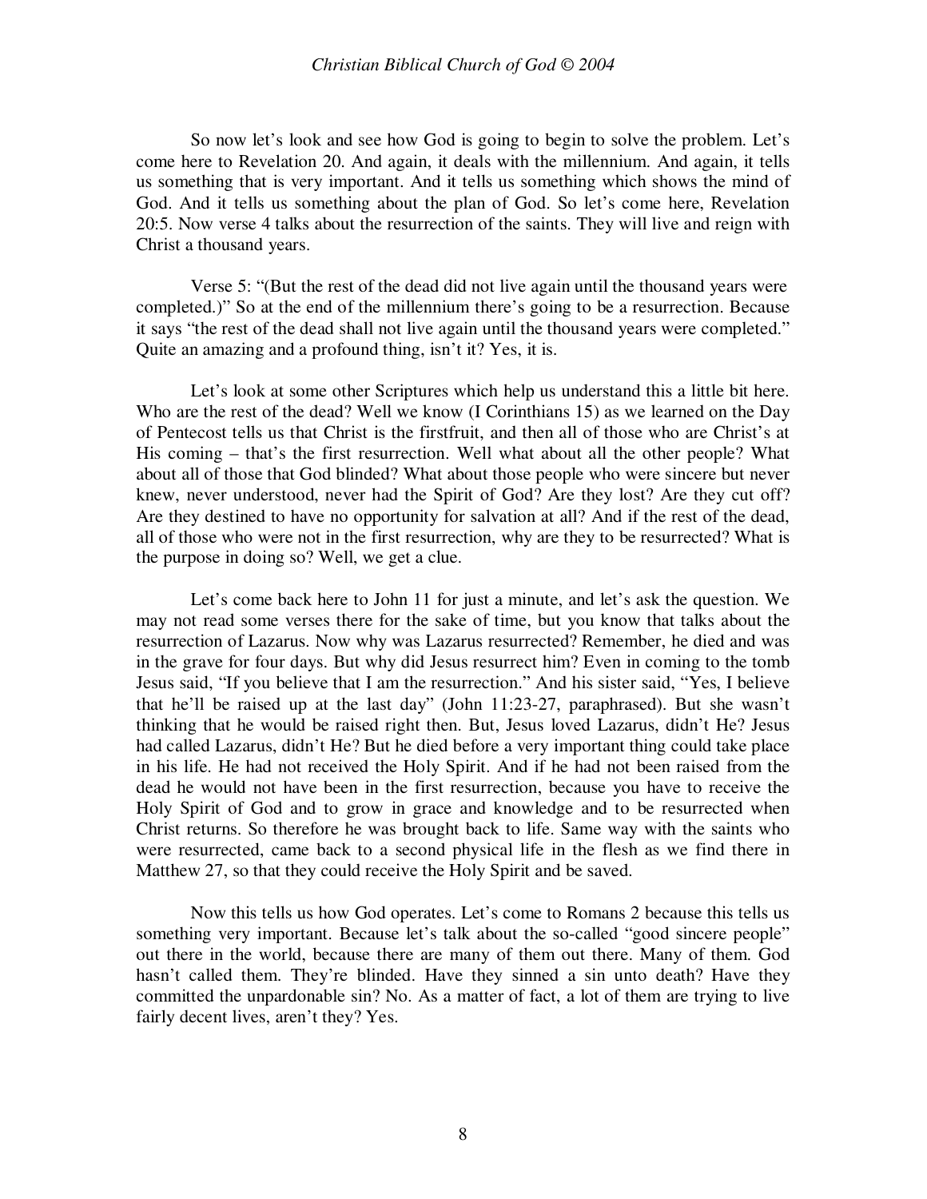So now let's look and see how God is going to begin to solve the problem. Let's come here to Revelation 20. And again, it deals with the millennium. And again, it tells us something that is very important. And it tells us something which shows the mind of God. And it tells us something about the plan of God. So let's come here, Revelation 20:5. Now verse 4 talks about the resurrection of the saints. They will live and reign with Christ a thousand years.

Verse 5: "(But the rest of the dead did not live again until the thousand years were completed.)" So at the end of the millennium there's going to be a resurrection. Because it says "the rest of the dead shall not live again until the thousand years were completed." Quite an amazing and a profound thing, isn't it? Yes, it is.

Let's look at some other Scriptures which help us understand this a little bit here. Who are the rest of the dead? Well we know (I Corinthians 15) as we learned on the Day of Pentecost tells us that Christ is the firstfruit, and then all of those who are Christ's at His coming – that's the first resurrection. Well what about all the other people? What about all of those that God blinded? What about those people who were sincere but never knew, never understood, never had the Spirit of God? Are they lost? Are they cut off? Are they destined to have no opportunity for salvation at all? And if the rest of the dead, all of those who were not in the first resurrection, why are they to be resurrected? What is the purpose in doing so? Well, we get a clue.

Let's come back here to John 11 for just a minute, and let's ask the question. We may not read some verses there for the sake of time, but you know that talks about the resurrection of Lazarus. Now why was Lazarus resurrected? Remember, he died and was in the grave for four days. But why did Jesus resurrect him? Even in coming to the tomb Jesus said, "If you believe that I am the resurrection." And his sister said, "Yes, I believe that he'll be raised up at the last day" (John 11:23-27, paraphrased). But she wasn't thinking that he would be raised right then. But, Jesus loved Lazarus, didn't He? Jesus had called Lazarus, didn't He? But he died before a very important thing could take place in his life. He had not received the Holy Spirit. And if he had not been raised from the dead he would not have been in the first resurrection, because you have to receive the Holy Spirit of God and to grow in grace and knowledge and to be resurrected when Christ returns. So therefore he was brought back to life. Same way with the saints who were resurrected, came back to a second physical life in the flesh as we find there in Matthew 27, so that they could receive the Holy Spirit and be saved.

Now this tells us how God operates. Let's come to Romans 2 because this tells us something very important. Because let's talk about the so-called "good sincere people" out there in the world, because there are many of them out there. Many of them. God hasn't called them. They're blinded. Have they sinned a sin unto death? Have they committed the unpardonable sin? No. As a matter of fact, a lot of them are trying to live fairly decent lives, aren't they? Yes.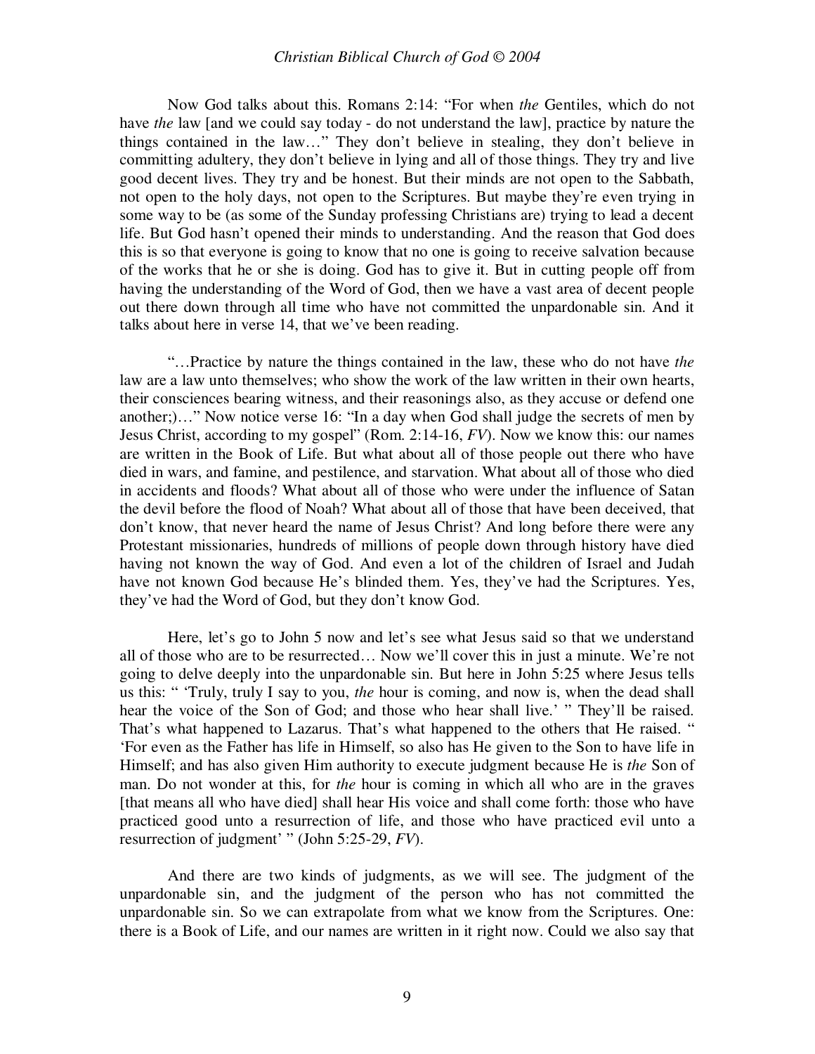Now God talks about this. Romans 2:14: "For when *the* Gentiles, which do not have *the* law [and we could say today - do not understand the law], practice by nature the things contained in the law…" They don't believe in stealing, they don't believe in committing adultery, they don't believe in lying and all of those things. They try and live good decent lives. They try and be honest. But their minds are not open to the Sabbath, not open to the holy days, not open to the Scriptures. But maybe they're even trying in some way to be (as some of the Sunday professing Christians are) trying to lead a decent life. But God hasn't opened their minds to understanding. And the reason that God does this is so that everyone is going to know that no one is going to receive salvation because of the works that he or she is doing. God has to give it. But in cutting people off from having the understanding of the Word of God, then we have a vast area of decent people out there down through all time who have not committed the unpardonable sin. And it talks about here in verse 14, that we've been reading.

"…Practice by nature the things contained in the law, these who do not have *the* law are a law unto themselves; who show the work of the law written in their own hearts, their consciences bearing witness, and their reasonings also, as they accuse or defend one another;)…" Now notice verse 16: "In a day when God shall judge the secrets of men by Jesus Christ, according to my gospel" (Rom. 2:14-16, *FV*). Now we know this: our names are written in the Book of Life. But what about all of those people out there who have died in wars, and famine, and pestilence, and starvation. What about all of those who died in accidents and floods? What about all of those who were under the influence of Satan the devil before the flood of Noah? What about all of those that have been deceived, that don't know, that never heard the name of Jesus Christ? And long before there were any Protestant missionaries, hundreds of millions of people down through history have died having not known the way of God. And even a lot of the children of Israel and Judah have not known God because He's blinded them. Yes, they've had the Scriptures. Yes, they've had the Word of God, but they don't know God.

Here, let's go to John 5 now and let's see what Jesus said so that we understand all of those who are to be resurrected… Now we'll cover this in just a minute. We're not going to delve deeply into the unpardonable sin. But here in John 5:25 where Jesus tells us this: " 'Truly, truly I say to you, *the* hour is coming, and now is, when the dead shall hear the voice of the Son of God; and those who hear shall live.' " They'll be raised. That's what happened to Lazarus. That's what happened to the others that He raised. " 'For even as the Father has life in Himself, so also has He given to the Son to have life in Himself; and has also given Him authority to execute judgment because He is *the* Son of man. Do not wonder at this, for *the* hour is coming in which all who are in the graves [that means all who have died] shall hear His voice and shall come forth: those who have practiced good unto a resurrection of life, and those who have practiced evil unto a resurrection of judgment' " (John 5:25-29, *FV*).

And there are two kinds of judgments, as we will see. The judgment of the unpardonable sin, and the judgment of the person who has not committed the unpardonable sin. So we can extrapolate from what we know from the Scriptures. One: there is a Book of Life, and our names are written in it right now. Could we also say that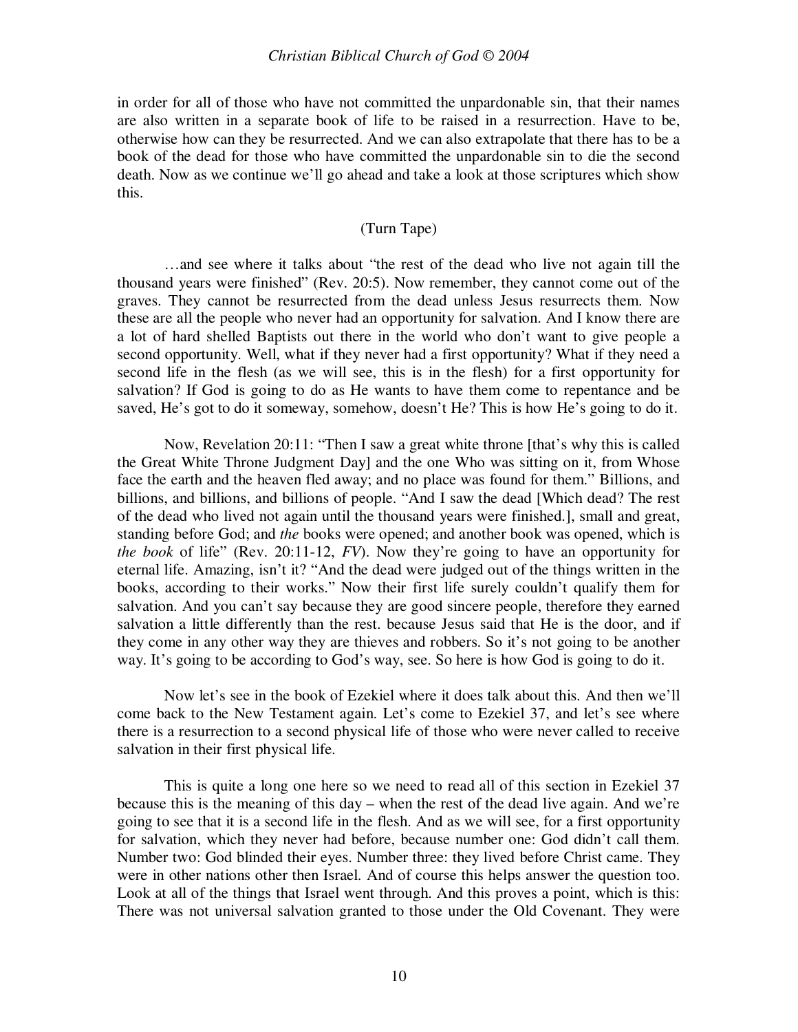in order for all of those who have not committed the unpardonable sin, that their names are also written in a separate book of life to be raised in a resurrection. Have to be, otherwise how can they be resurrected. And we can also extrapolate that there has to be a book of the dead for those who have committed the unpardonable sin to die the second death. Now as we continue we'll go ahead and take a look at those scriptures which show this.

(Turn Tape)

…and see where it talks about "the rest of the dead who live not again till the thousand years were finished" (Rev. 20:5). Now remember, they cannot come out of the graves. They cannot be resurrected from the dead unless Jesus resurrects them. Now these are all the people who never had an opportunity for salvation. And I know there are a lot of hard shelled Baptists out there in the world who don't want to give people a second opportunity. Well, what if they never had a first opportunity? What if they need a second life in the flesh (as we will see, this is in the flesh) for a first opportunity for salvation? If God is going to do as He wants to have them come to repentance and be saved, He's got to do it someway, somehow, doesn't He? This is how He's going to do it.

Now, Revelation 20:11: "Then I saw a great white throne [that's why this is called the Great White Throne Judgment Day] and the one Who was sitting on it, from Whose face the earth and the heaven fled away; and no place was found for them." Billions, and billions, and billions, and billions of people. "And I saw the dead [Which dead? The rest of the dead who lived not again until the thousand years were finished.], small and great, standing before God; and *the* books were opened; and another book was opened, which is *the book* of life" (Rev. 20:11-12, *FV*). Now they're going to have an opportunity for eternal life. Amazing, isn't it? "And the dead were judged out of the things written in the books, according to their works." Now their first life surely couldn't qualify them for salvation. And you can't say because they are good sincere people, therefore they earned salvation a little differently than the rest. because Jesus said that He is the door, and if they come in any other way they are thieves and robbers. So it's not going to be another way. It's going to be according to God's way, see. So here is how God is going to do it.

Now let's see in the book of Ezekiel where it does talk about this. And then we'll come back to the New Testament again. Let's come to Ezekiel 37, and let's see where there is a resurrection to a second physical life of those who were never called to receive salvation in their first physical life.

This is quite a long one here so we need to read all of this section in Ezekiel 37 because this is the meaning of this day – when the rest of the dead live again. And we're going to see that it is a second life in the flesh. And as we will see, for a first opportunity for salvation, which they never had before, because number one: God didn't call them. Number two: God blinded their eyes. Number three: they lived before Christ came. They were in other nations other then Israel. And of course this helps answer the question too. Look at all of the things that Israel went through. And this proves a point, which is this: There was not universal salvation granted to those under the Old Covenant. They were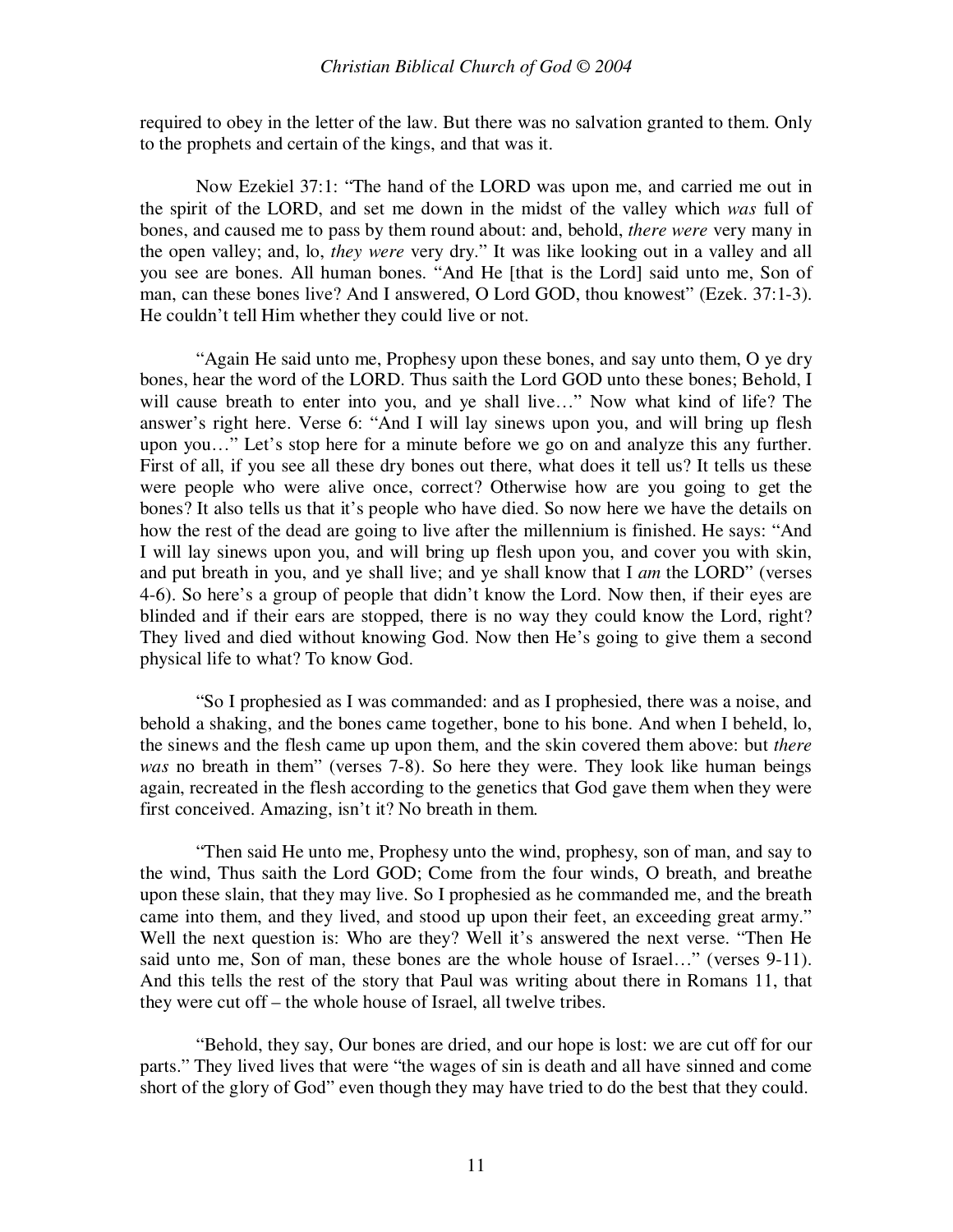required to obey in the letter of the law. But there was no salvation granted to them. Only to the prophets and certain of the kings, and that was it.

Now Ezekiel 37:1: "The hand of the LORD was upon me, and carried me out in the spirit of the LORD, and set me down in the midst of the valley which *was* full of bones, and caused me to pass by them round about: and, behold, *there were* very many in the open valley; and, lo, *they were* very dry." It was like looking out in a valley and all you see are bones. All human bones. "And He [that is the Lord] said unto me, Son of man, can these bones live? And I answered, O Lord GOD, thou knowest" (Ezek. 37:1-3). He couldn't tell Him whether they could live or not.

"Again He said unto me, Prophesy upon these bones, and say unto them, O ye dry bones, hear the word of the LORD. Thus saith the Lord GOD unto these bones; Behold, I will cause breath to enter into you, and ye shall live…" Now what kind of life? The answer's right here. Verse 6: "And I will lay sinews upon you, and will bring up flesh upon you…" Let's stop here for a minute before we go on and analyze this any further. First of all, if you see all these dry bones out there, what does it tell us? It tells us these were people who were alive once, correct? Otherwise how are you going to get the bones? It also tells us that it's people who have died. So now here we have the details on how the rest of the dead are going to live after the millennium is finished. He says: "And I will lay sinews upon you, and will bring up flesh upon you, and cover you with skin, and put breath in you, and ye shall live; and ye shall know that I *am* the LORD" (verses 4-6). So here's a group of people that didn't know the Lord. Now then, if their eyes are blinded and if their ears are stopped, there is no way they could know the Lord, right? They lived and died without knowing God. Now then He's going to give them a second physical life to what? To know God.

"So I prophesied as I was commanded: and as I prophesied, there was a noise, and behold a shaking, and the bones came together, bone to his bone. And when I beheld, lo, the sinews and the flesh came up upon them, and the skin covered them above: but *there was* no breath in them" (verses 7-8). So here they were. They look like human beings again, recreated in the flesh according to the genetics that God gave them when they were first conceived. Amazing, isn't it? No breath in them.

"Then said He unto me, Prophesy unto the wind, prophesy, son of man, and say to the wind, Thus saith the Lord GOD; Come from the four winds, O breath, and breathe upon these slain, that they may live. So I prophesied as he commanded me, and the breath came into them, and they lived, and stood up upon their feet, an exceeding great army." Well the next question is: Who are they? Well it's answered the next verse. "Then He said unto me, Son of man, these bones are the whole house of Israel…" (verses 9-11). And this tells the rest of the story that Paul was writing about there in Romans 11, that they were cut off – the whole house of Israel, all twelve tribes.

"Behold, they say, Our bones are dried, and our hope is lost: we are cut off for our parts." They lived lives that were "the wages of sin is death and all have sinned and come short of the glory of God" even though they may have tried to do the best that they could.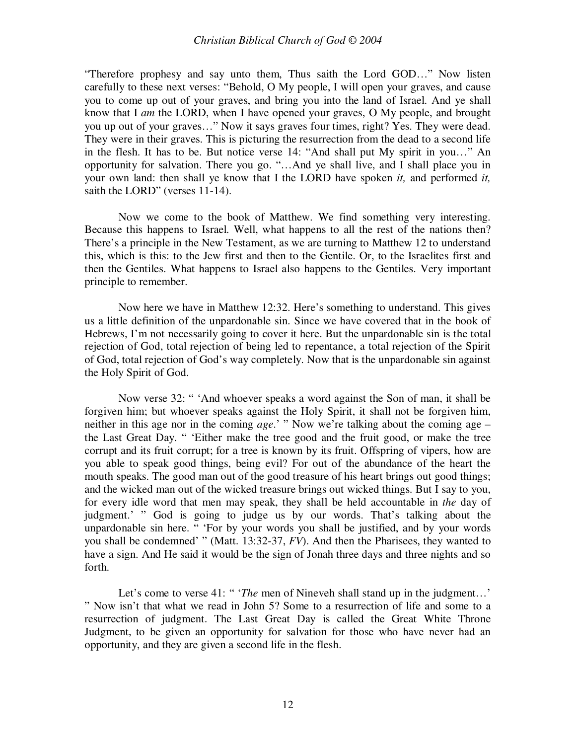"Therefore prophesy and say unto them, Thus saith the Lord GOD…" Now listen carefully to these next verses: "Behold, O My people, I will open your graves, and cause you to come up out of your graves, and bring you into the land of Israel. And ye shall know that I *am* the LORD, when I have opened your graves, O My people, and brought you up out of your graves…" Now it says graves four times, right? Yes. They were dead. They were in their graves. This is picturing the resurrection from the dead to a second life in the flesh. It has to be. But notice verse 14: "And shall put My spirit in you…" An opportunity for salvation. There you go. "…And ye shall live, and I shall place you in your own land: then shall ye know that I the LORD have spoken *it,* and performed *it,* saith the LORD" (verses 11-14).

Now we come to the book of Matthew. We find something very interesting. Because this happens to Israel. Well, what happens to all the rest of the nations then? There's a principle in the New Testament, as we are turning to Matthew 12 to understand this, which is this: to the Jew first and then to the Gentile. Or, to the Israelites first and then the Gentiles. What happens to Israel also happens to the Gentiles. Very important principle to remember.

Now here we have in Matthew 12:32. Here's something to understand. This gives us a little definition of the unpardonable sin. Since we have covered that in the book of Hebrews, I'm not necessarily going to cover it here. But the unpardonable sin is the total rejection of God, total rejection of being led to repentance, a total rejection of the Spirit of God, total rejection of God's way completely. Now that is the unpardonable sin against the Holy Spirit of God.

Now verse 32: " 'And whoever speaks a word against the Son of man, it shall be forgiven him; but whoever speaks against the Holy Spirit, it shall not be forgiven him, neither in this age nor in the coming *age*.' " Now we're talking about the coming age – the Last Great Day. " 'Either make the tree good and the fruit good, or make the tree corrupt and its fruit corrupt; for a tree is known by its fruit. Offspring of vipers, how are you able to speak good things, being evil? For out of the abundance of the heart the mouth speaks. The good man out of the good treasure of his heart brings out good things; and the wicked man out of the wicked treasure brings out wicked things. But I say to you, for every idle word that men may speak, they shall be held accountable in *the* day of judgment.' " God is going to judge us by our words. That's talking about the unpardonable sin here. " 'For by your words you shall be justified, and by your words you shall be condemned' " (Matt. 13:32-37, *FV*). And then the Pharisees, they wanted to have a sign. And He said it would be the sign of Jonah three days and three nights and so forth.

Let's come to verse 41: " '*The* men of Nineveh shall stand up in the judgment…' " Now isn't that what we read in John 5? Some to a resurrection of life and some to a resurrection of judgment. The Last Great Day is called the Great White Throne Judgment, to be given an opportunity for salvation for those who have never had an opportunity, and they are given a second life in the flesh.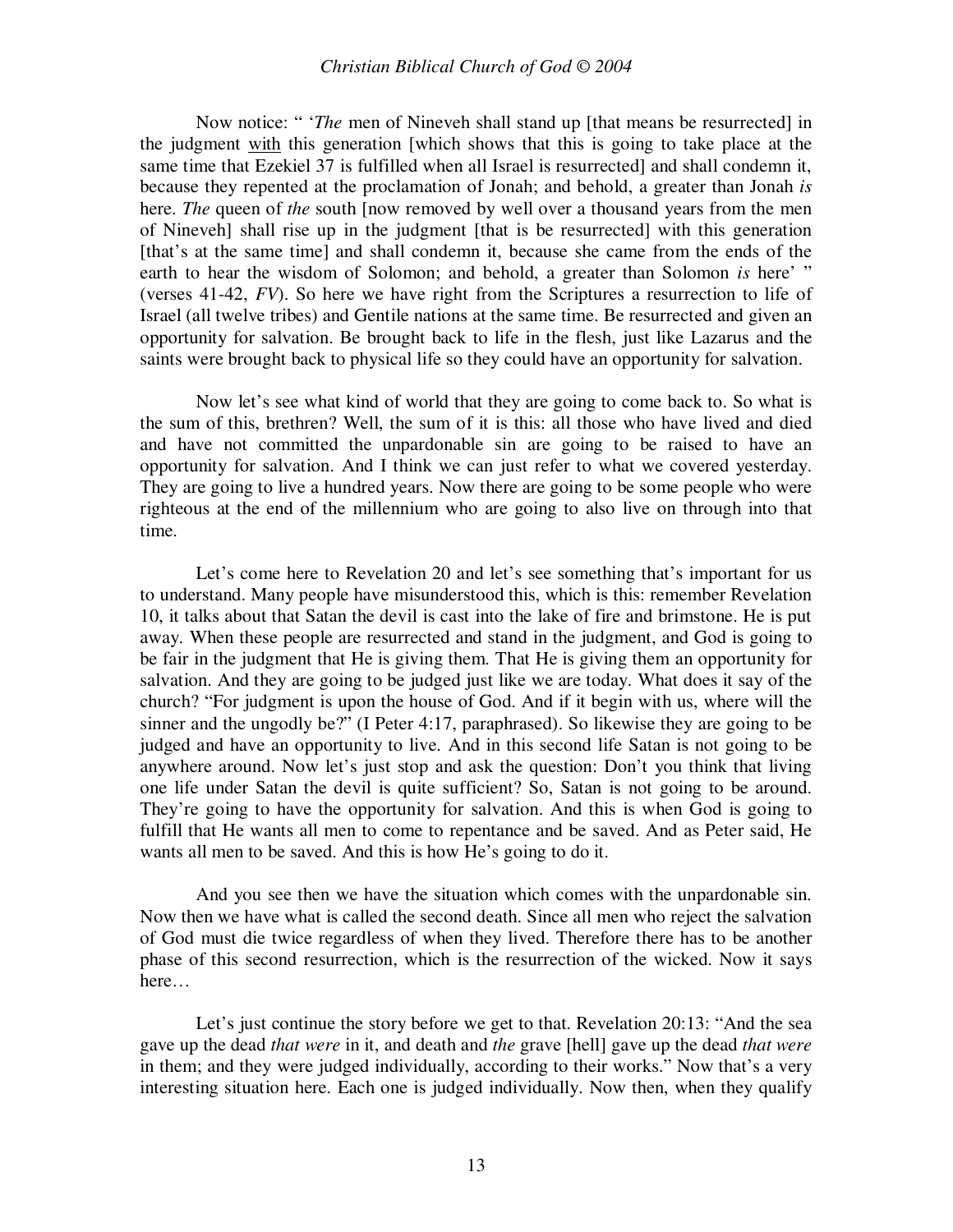Now notice: " '*The* men of Nineveh shall stand up [that means be resurrected] in the judgment with this generation [which shows that this is going to take place at the same time that Ezekiel 37 is fulfilled when all Israel is resurrected] and shall condemn it, because they repented at the proclamation of Jonah; and behold, a greater than Jonah *is* here. *The* queen of *the* south [now removed by well over a thousand years from the men of Nineveh] shall rise up in the judgment [that is be resurrected] with this generation [that's at the same time] and shall condemn it, because she came from the ends of the earth to hear the wisdom of Solomon; and behold, a greater than Solomon *is* here' " (verses 41-42, *FV*). So here we have right from the Scriptures a resurrection to life of Israel (all twelve tribes) and Gentile nations at the same time. Be resurrected and given an opportunity for salvation. Be brought back to life in the flesh, just like Lazarus and the saints were brought back to physical life so they could have an opportunity for salvation.

Now let's see what kind of world that they are going to come back to. So what is the sum of this, brethren? Well, the sum of it is this: all those who have lived and died and have not committed the unpardonable sin are going to be raised to have an opportunity for salvation. And I think we can just refer to what we covered yesterday. They are going to live a hundred years. Now there are going to be some people who were righteous at the end of the millennium who are going to also live on through into that time.

Let's come here to Revelation 20 and let's see something that's important for us to understand. Many people have misunderstood this, which is this: remember Revelation 10, it talks about that Satan the devil is cast into the lake of fire and brimstone. He is put away. When these people are resurrected and stand in the judgment, and God is going to be fair in the judgment that He is giving them. That He is giving them an opportunity for salvation. And they are going to be judged just like we are today. What does it say of the church? "For judgment is upon the house of God. And if it begin with us, where will the sinner and the ungodly be?" (I Peter 4:17, paraphrased). So likewise they are going to be judged and have an opportunity to live. And in this second life Satan is not going to be anywhere around. Now let's just stop and ask the question: Don't you think that living one life under Satan the devil is quite sufficient? So, Satan is not going to be around. They're going to have the opportunity for salvation. And this is when God is going to fulfill that He wants all men to come to repentance and be saved. And as Peter said, He wants all men to be saved. And this is how He's going to do it.

And you see then we have the situation which comes with the unpardonable sin. Now then we have what is called the second death. Since all men who reject the salvation of God must die twice regardless of when they lived. Therefore there has to be another phase of this second resurrection, which is the resurrection of the wicked. Now it says here…

Let's just continue the story before we get to that. Revelation 20:13: "And the sea gave up the dead *that were* in it, and death and *the* grave [hell] gave up the dead *that were* in them; and they were judged individually, according to their works." Now that's a very interesting situation here. Each one is judged individually. Now then, when they qualify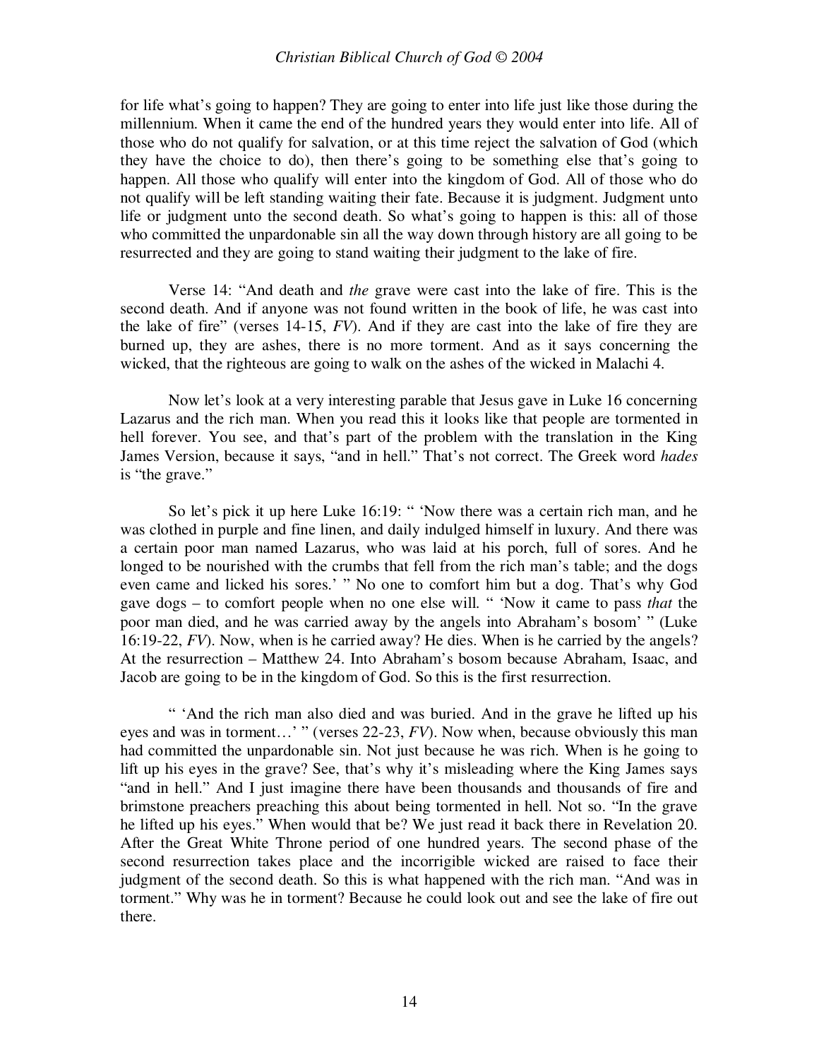for life what's going to happen? They are going to enter into life just like those during the millennium. When it came the end of the hundred years they would enter into life. All of those who do not qualify for salvation, or at this time reject the salvation of God (which they have the choice to do), then there's going to be something else that's going to happen. All those who qualify will enter into the kingdom of God. All of those who do not qualify will be left standing waiting their fate. Because it is judgment. Judgment unto life or judgment unto the second death. So what's going to happen is this: all of those who committed the unpardonable sin all the way down through history are all going to be resurrected and they are going to stand waiting their judgment to the lake of fire.

Verse 14: "And death and *the* grave were cast into the lake of fire. This is the second death. And if anyone was not found written in the book of life, he was cast into the lake of fire" (verses 14-15, *FV*). And if they are cast into the lake of fire they are burned up, they are ashes, there is no more torment. And as it says concerning the wicked, that the righteous are going to walk on the ashes of the wicked in Malachi 4.

Now let's look at a very interesting parable that Jesus gave in Luke 16 concerning Lazarus and the rich man. When you read this it looks like that people are tormented in hell forever. You see, and that's part of the problem with the translation in the King James Version, because it says, "and in hell." That's not correct. The Greek word *hades* is "the grave."

So let's pick it up here Luke 16:19: " 'Now there was a certain rich man, and he was clothed in purple and fine linen, and daily indulged himself in luxury. And there was a certain poor man named Lazarus, who was laid at his porch, full of sores. And he longed to be nourished with the crumbs that fell from the rich man's table; and the dogs even came and licked his sores.' " No one to comfort him but a dog. That's why God gave dogs – to comfort people when no one else will. " 'Now it came to pass *that* the poor man died, and he was carried away by the angels into Abraham's bosom' " (Luke 16:19-22, *FV*). Now, when is he carried away? He dies. When is he carried by the angels? At the resurrection – Matthew 24. Into Abraham's bosom because Abraham, Isaac, and Jacob are going to be in the kingdom of God. So this is the first resurrection.

" 'And the rich man also died and was buried. And in the grave he lifted up his eyes and was in torment…' " (verses 22-23, *FV*). Now when, because obviously this man had committed the unpardonable sin. Not just because he was rich. When is he going to lift up his eyes in the grave? See, that's why it's misleading where the King James says "and in hell." And I just imagine there have been thousands and thousands of fire and brimstone preachers preaching this about being tormented in hell. Not so. "In the grave he lifted up his eyes." When would that be? We just read it back there in Revelation 20. After the Great White Throne period of one hundred years. The second phase of the second resurrection takes place and the incorrigible wicked are raised to face their judgment of the second death. So this is what happened with the rich man. "And was in torment." Why was he in torment? Because he could look out and see the lake of fire out there.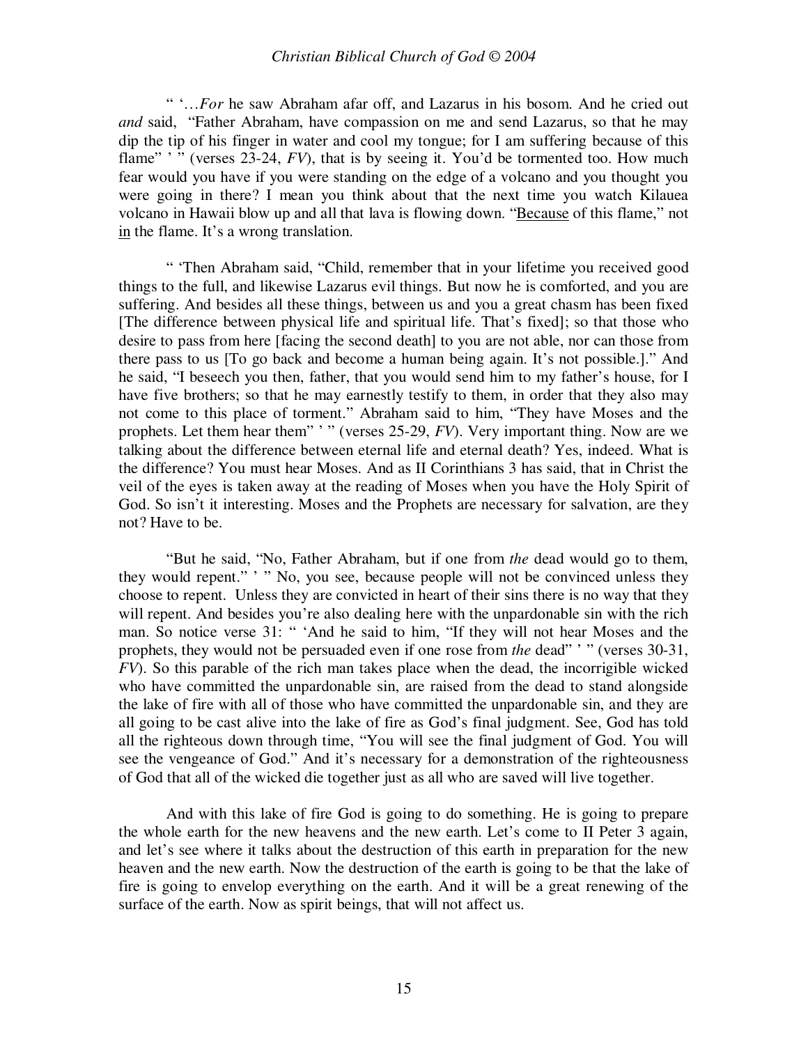" '…*For* he saw Abraham afar off, and Lazarus in his bosom. And he cried out *and* said, "Father Abraham, have compassion on me and send Lazarus, so that he may dip the tip of his finger in water and cool my tongue; for I am suffering because of this flame" ' " (verses 23-24, *FV*), that is by seeing it. You'd be tormented too. How much fear would you have if you were standing on the edge of a volcano and you thought you were going in there? I mean you think about that the next time you watch Kilauea volcano in Hawaii blow up and all that lava is flowing down. "<u>Because</u> of this flame," not <u>in</u> the flame. It's a wrong translation.

" 'Then Abraham said, "Child, remember that in your lifetime you received good things to the full, and likewise Lazarus evil things. But now he is comforted, and you are suffering. And besides all these things, between us and you a great chasm has been fixed [The difference between physical life and spiritual life. That's fixed]; so that those who desire to pass from here [facing the second death] to you are not able, nor can those from there pass to us [To go back and become a human being again. It's not possible.]." And he said, "I beseech you then, father, that you would send him to my father's house, for I have five brothers; so that he may earnestly testify to them, in order that they also may not come to this place of torment." Abraham said to him, "They have Moses and the prophets. Let them hear them" ' " (verses 25-29, *FV*). Very important thing. Now are we talking about the difference between eternal life and eternal death? Yes, indeed. What is the difference? You must hear Moses. And as II Corinthians 3 has said, that in Christ the veil of the eyes is taken away at the reading of Moses when you have the Holy Spirit of God. So isn't it interesting. Moses and the Prophets are necessary for salvation, are they not? Have to be.

"But he said, "No, Father Abraham, but if one from *the* dead would go to them, they would repent." ' " No, you see, because people will not be convinced unless they choose to repent. Unless they are convicted in heart of their sins there is no way that they will repent. And besides you're also dealing here with the unpardonable sin with the rich man. So notice verse 31: " 'And he said to him, "If they will not hear Moses and the prophets, they would not be persuaded even if one rose from *the* dead" ' " (verses 30-31, *FV*). So this parable of the rich man takes place when the dead, the incorrigible wicked who have committed the unpardonable sin, are raised from the dead to stand alongside the lake of fire with all of those who have committed the unpardonable sin, and they are all going to be cast alive into the lake of fire as God's final judgment. See, God has told all the righteous down through time, "You will see the final judgment of God. You will see the vengeance of God." And it's necessary for a demonstration of the righteousness of God that all of the wicked die together just as all who are saved will live together.

And with this lake of fire God is going to do something. He is going to prepare the whole earth for the new heavens and the new earth. Let's come to II Peter 3 again, and let's see where it talks about the destruction of this earth in preparation for the new heaven and the new earth. Now the destruction of the earth is going to be that the lake of fire is going to envelop everything on the earth. And it will be a great renewing of the surface of the earth. Now as spirit beings, that will not affect us.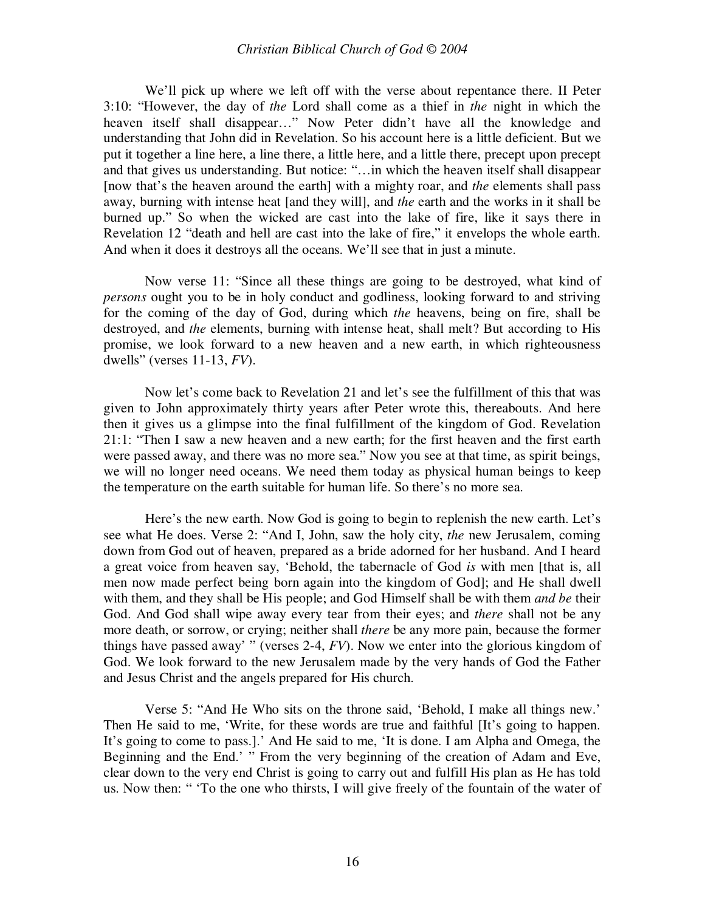We'll pick up where we left off with the verse about repentance there. II Peter 3:10: "However, the day of *the* Lord shall come as a thief in *the* night in which the heaven itself shall disappear…" Now Peter didn't have all the knowledge and understanding that John did in Revelation. So his account here is a little deficient. But we put it together a line here, a line there, a little here, and a little there, precept upon precept and that gives us understanding. But notice: "…in which the heaven itself shall disappear [now that's the heaven around the earth] with a mighty roar, and *the* elements shall pass away, burning with intense heat [and they will], and *the* earth and the works in it shall be burned up." So when the wicked are cast into the lake of fire, like it says there in Revelation 12 "death and hell are cast into the lake of fire," it envelops the whole earth. And when it does it destroys all the oceans. We'll see that in just a minute.

Now verse 11: "Since all these things are going to be destroyed, what kind of *persons* ought you to be in holy conduct and godliness, looking forward to and striving for the coming of the day of God, during which *the* heavens, being on fire, shall be destroyed, and *the* elements, burning with intense heat, shall melt? But according to His promise, we look forward to a new heaven and a new earth, in which righteousness dwells" (verses 11-13, *FV*).

Now let's come back to Revelation 21 and let's see the fulfillment of this that was given to John approximately thirty years after Peter wrote this, thereabouts. And here then it gives us a glimpse into the final fulfillment of the kingdom of God. Revelation 21:1: "Then I saw a new heaven and a new earth; for the first heaven and the first earth were passed away, and there was no more sea." Now you see at that time, as spirit beings, we will no longer need oceans. We need them today as physical human beings to keep the temperature on the earth suitable for human life. So there's no more sea.

Here's the new earth. Now God is going to begin to replenish the new earth. Let's see what He does. Verse 2: "And I, John, saw the holy city, *the* new Jerusalem, coming down from God out of heaven, prepared as a bride adorned for her husband. And I heard a great voice from heaven say, 'Behold, the tabernacle of God *is* with men [that is, all men now made perfect being born again into the kingdom of God]; and He shall dwell with them, and they shall be His people; and God Himself shall be with them *and be* their God. And God shall wipe away every tear from their eyes; and *there* shall not be any more death, or sorrow, or crying; neither shall *there* be any more pain, because the former things have passed away' " (verses 2-4, *FV*). Now we enter into the glorious kingdom of God. We look forward to the new Jerusalem made by the very hands of God the Father and Jesus Christ and the angels prepared for His church.

Verse 5: "And He Who sits on the throne said, 'Behold, I make all things new.' Then He said to me, 'Write, for these words are true and faithful [It's going to happen. It's going to come to pass.].' And He said to me, 'It is done. I am Alpha and Omega, the Beginning and the End.' " From the very beginning of the creation of Adam and Eve, clear down to the very end Christ is going to carry out and fulfill His plan as He has told us. Now then: " 'To the one who thirsts, I will give freely of the fountain of the water of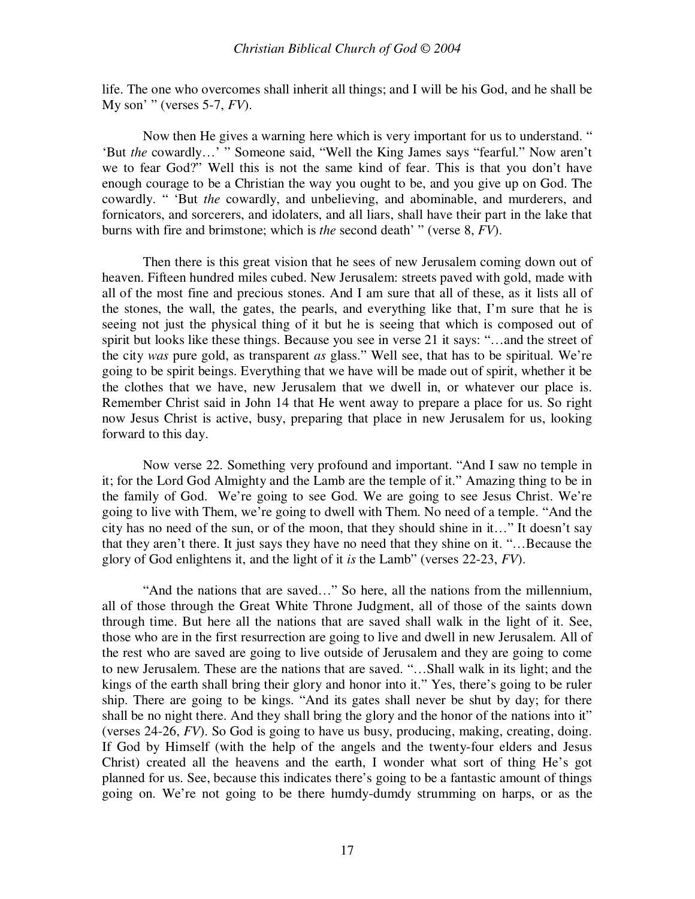life. The one who overcomes shall inherit all things; and I will be his God, and he shall be My son' " (verses 5-7, *FV*).

Now then He gives a warning here which is very important for us to understand. " 'But *the* cowardly…' " Someone said, "Well the King James says "fearful." Now aren't we to fear God?" Well this is not the same kind of fear. This is that you don't have enough courage to be a Christian the way you ought to be, and you give up on God. The cowardly. " 'But *the* cowardly, and unbelieving, and abominable, and murderers, and fornicators, and sorcerers, and idolaters, and all liars, shall have their part in the lake that burns with fire and brimstone; which is *the* second death' " (verse 8, *FV*).

Then there is this great vision that he sees of new Jerusalem coming down out of heaven. Fifteen hundred miles cubed. New Jerusalem: streets paved with gold, made with all of the most fine and precious stones. And I am sure that all of these, as it lists all of the stones, the wall, the gates, the pearls, and everything like that, I'm sure that he is seeing not just the physical thing of it but he is seeing that which is composed out of spirit but looks like these things. Because you see in verse 21 it says: "…and the street of the city *was* pure gold, as transparent *as* glass." Well see, that has to be spiritual. We're going to be spirit beings. Everything that we have will be made out of spirit, whether it be the clothes that we have, new Jerusalem that we dwell in, or whatever our place is. Remember Christ said in John 14 that He went away to prepare a place for us. So right now Jesus Christ is active, busy, preparing that place in new Jerusalem for us, looking forward to this day.

Now verse 22. Something very profound and important. "And I saw no temple in it; for the Lord God Almighty and the Lamb are the temple of it." Amazing thing to be in the family of God. We're going to see God. We are going to see Jesus Christ. We're going to live with Them, we're going to dwell with Them. No need of a temple. "And the city has no need of the sun, or of the moon, that they should shine in it…" It doesn't say that they aren't there. It just says they have no need that they shine on it. "…Because the glory of God enlightens it, and the light of it *is* the Lamb" (verses 22-23, *FV*).

"And the nations that are saved…" So here, all the nations from the millennium, all of those through the Great White Throne Judgment, all of those of the saints down through time. But here all the nations that are saved shall walk in the light of it. See, those who are in the first resurrection are going to live and dwell in new Jerusalem. All of the rest who are saved are going to live outside of Jerusalem and they are going to come to new Jerusalem. These are the nations that are saved. "…Shall walk in its light; and the kings of the earth shall bring their glory and honor into it." Yes, there's going to be ruler ship. There are going to be kings. "And its gates shall never be shut by day; for there shall be no night there. And they shall bring the glory and the honor of the nations into it" (verses 24-26, *FV*). So God is going to have us busy, producing, making, creating, doing. If God by Himself (with the help of the angels and the twenty-four elders and Jesus Christ) created all the heavens and the earth, I wonder what sort of thing He's got planned for us. See, because this indicates there's going to be a fantastic amount of things going on. We're not going to be there humdy-dumdy strumming on harps, or as the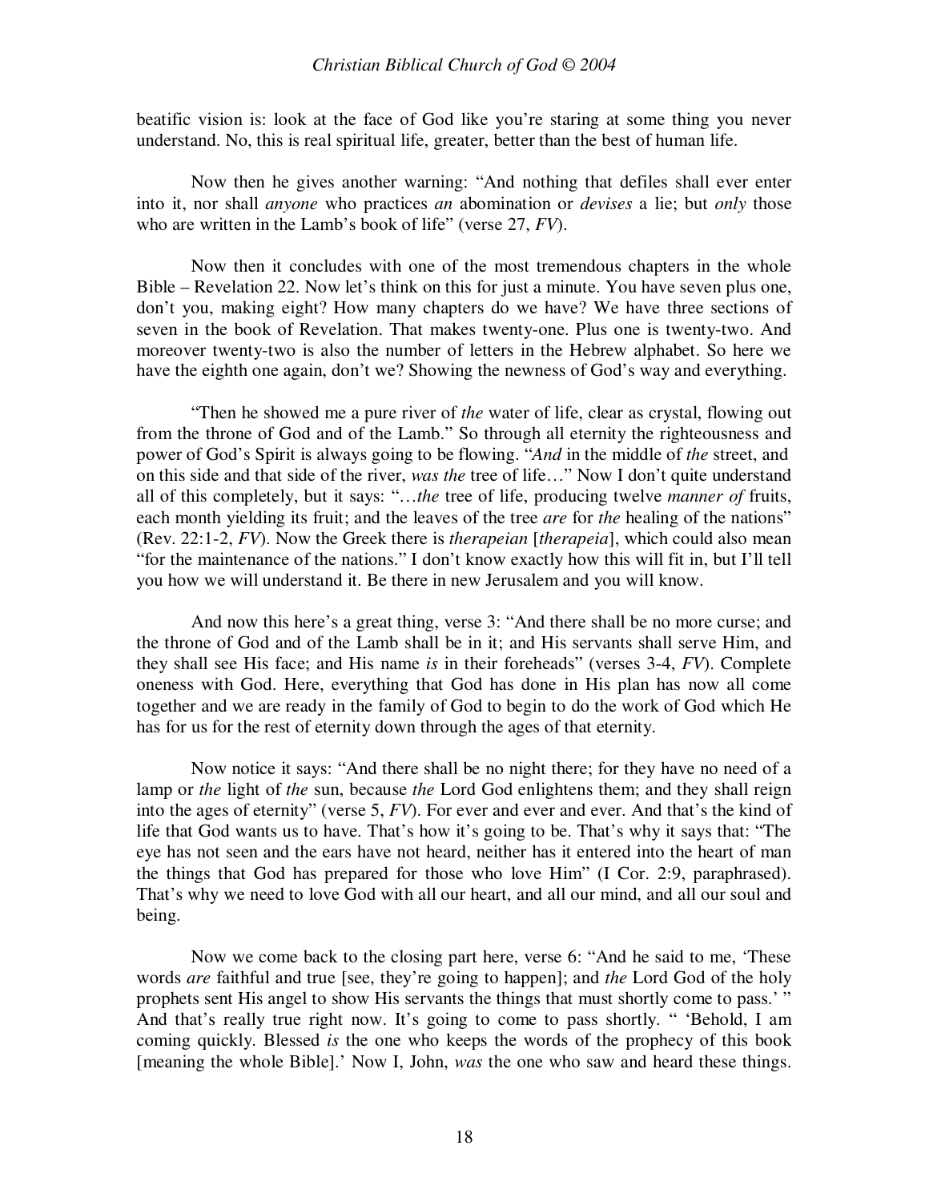beatific vision is: look at the face of God like you're staring at some thing you never understand. No, this is real spiritual life, greater, better than the best of human life.

Now then he gives another warning: "And nothing that defiles shall ever enter into it, nor shall *anyone* who practices *an* abomination or *devises* a lie; but *only* those who are written in the Lamb's book of life" (verse 27, *FV*).

Now then it concludes with one of the most tremendous chapters in the whole Bible – Revelation 22. Now let's think on this for just a minute. You have seven plus one, don't you, making eight? How many chapters do we have? We have three sections of seven in the book of Revelation. That makes twenty-one. Plus one is twenty-two. And moreover twenty-two is also the number of letters in the Hebrew alphabet. So here we have the eighth one again, don't we? Showing the newness of God's way and everything.

"Then he showed me a pure river of *the* water of life, clear as crystal, flowing out from the throne of God and of the Lamb." So through all eternity the righteousness and power of God's Spirit is always going to be flowing. "*And* in the middle of *the* street, and on this side and that side of the river, *was the* tree of life…" Now I don't quite understand all of this completely, but it says: "…*the* tree of life, producing twelve *manner of* fruits, each month yielding its fruit; and the leaves of the tree *are* for *the* healing of the nations" (Rev. 22:1-2, *FV*). Now the Greek there is *therapeian* [*therapeia*], which could also mean "for the maintenance of the nations." I don't know exactly how this will fit in, but I'll tell you how we will understand it. Be there in new Jerusalem and you will know.

And now this here's a great thing, verse 3: "And there shall be no more curse; and the throne of God and of the Lamb shall be in it; and His servants shall serve Him, and they shall see His face; and His name *is* in their foreheads" (verses 3-4, *FV*). Complete oneness with God. Here, everything that God has done in His plan has now all come together and we are ready in the family of God to begin to do the work of God which He has for us for the rest of eternity down through the ages of that eternity.

Now notice it says: "And there shall be no night there; for they have no need of a lamp or *the* light of *the* sun, because *the* Lord God enlightens them; and they shall reign into the ages of eternity" (verse 5, *FV*). For ever and ever and ever. And that's the kind of life that God wants us to have. That's how it's going to be. That's why it says that: "The eye has not seen and the ears have not heard, neither has it entered into the heart of man the things that God has prepared for those who love Him" (I Cor. 2:9, paraphrased). That's why we need to love God with all our heart, and all our mind, and all our soul and being.

Now we come back to the closing part here, verse 6: "And he said to me, 'These words *are* faithful and true [see, they're going to happen]; and *the* Lord God of the holy prophets sent His angel to show His servants the things that must shortly come to pass.' " And that's really true right now. It's going to come to pass shortly. " 'Behold, I am coming quickly. Blessed *is* the one who keeps the words of the prophecy of this book [meaning the whole Bible].' Now I, John, *was* the one who saw and heard these things.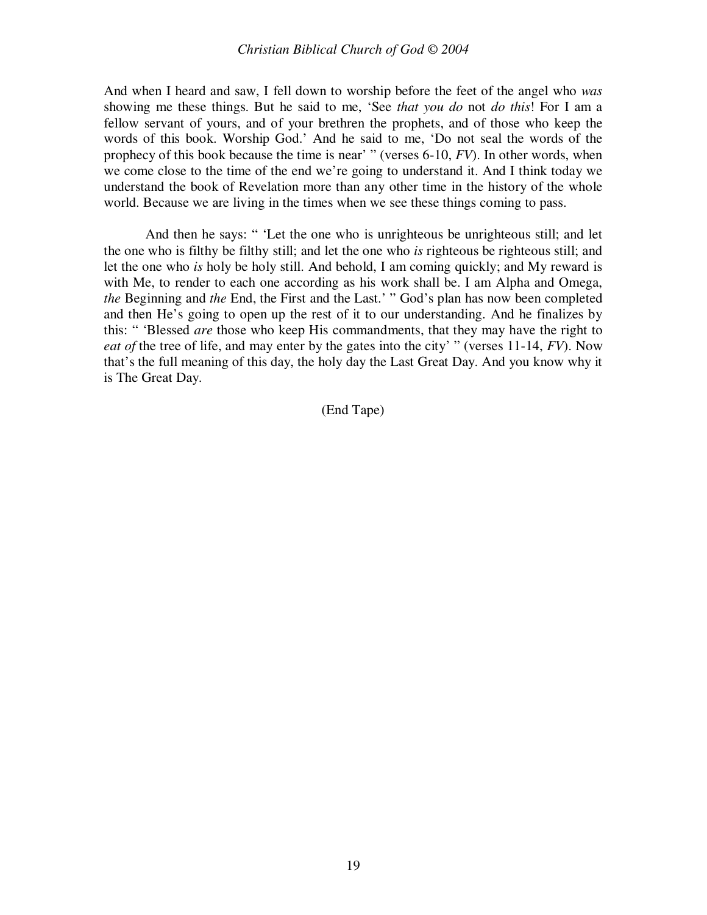And when I heard and saw, I fell down to worship before the feet of the angel who *was* showing me these things. But he said to me, 'See *that you do* not *do this*! For I am a fellow servant of yours, and of your brethren the prophets, and of those who keep the words of this book. Worship God.' And he said to me, 'Do not seal the words of the prophecy of this book because the time is near' " (verses 6-10, *FV*). In other words, when we come close to the time of the end we're going to understand it. And I think today we understand the book of Revelation more than any other time in the history of the whole world. Because we are living in the times when we see these things coming to pass.

And then he says: " 'Let the one who is unrighteous be unrighteous still; and let the one who is filthy be filthy still; and let the one who *is* righteous be righteous still; and let the one who *is* holy be holy still. And behold, I am coming quickly; and My reward is with Me, to render to each one according as his work shall be. I am Alpha and Omega, *the* Beginning and *the* End, the First and the Last.' " God's plan has now been completed and then He's going to open up the rest of it to our understanding. And he finalizes by this: " 'Blessed *are* those who keep His commandments, that they may have the right to *eat of* the tree of life, and may enter by the gates into the city' " (verses 11-14, *FV*). Now that's the full meaning of this day, the holy day the Last Great Day. And you know why it is The Great Day.

(End Tape)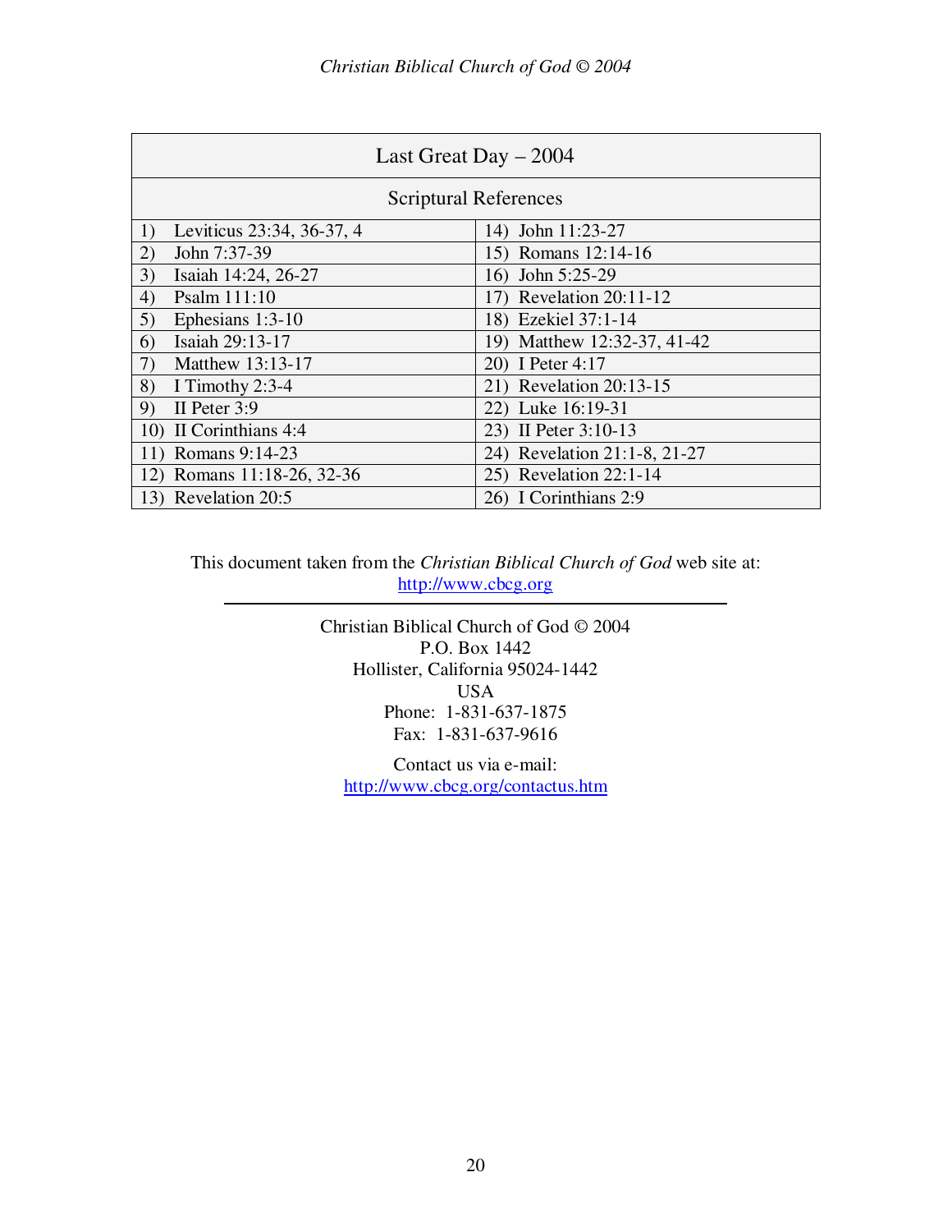| Last Great Day – 2004 | |
|---|---|
| Scriptural References | |
| 1) Leviticus 23:34, 36-37, 4 | 14) John 11:23-27 |
| 2) John 7:37-39 | 15) Romans 12:14-16 |
| 3) Isaiah 14:24, 26-27 | 16) John 5:25-29 |
| 4) Psalm 111:10 | 17) Revelation 20:11-12 |
| 5) Ephesians 1:3-10 | 18) Ezekiel 37:1-14 |
| 6) Isaiah 29:13-17 | 19) Matthew 12:32-37, 41-42 |
| 7) Matthew 13:13-17 | 20) I Peter 4:17 |
| 8) I Timothy 2:3-4 | 21) Revelation 20:13-15 |
| 9) II Peter 3:9 | 22) Luke 16:19-31 |
| 10) II Corinthians 4:4 | 23) II Peter 3:10-13 |
| 11) Romans 9:14-23 | 24) Revelation 21:1-8, 21-27 |
| 12) Romans 11:18-26, 32-36 | 25) Revelation 22:1-14 |
| 13) Revelation 20:5 | 26) I Corinthians 2:9 |

This document taken from the *Christian Biblical Church of God* web site at:
http://www.cbcg.org

---

Christian Biblical Church of God © 2004
P.O. Box 1442
Hollister, California 95024-1442
USA
Phone: 1-831-637-1875
Fax: 1-831-637-9616

Contact us via e-mail:
http://www.cbcg.org/contactus.htm